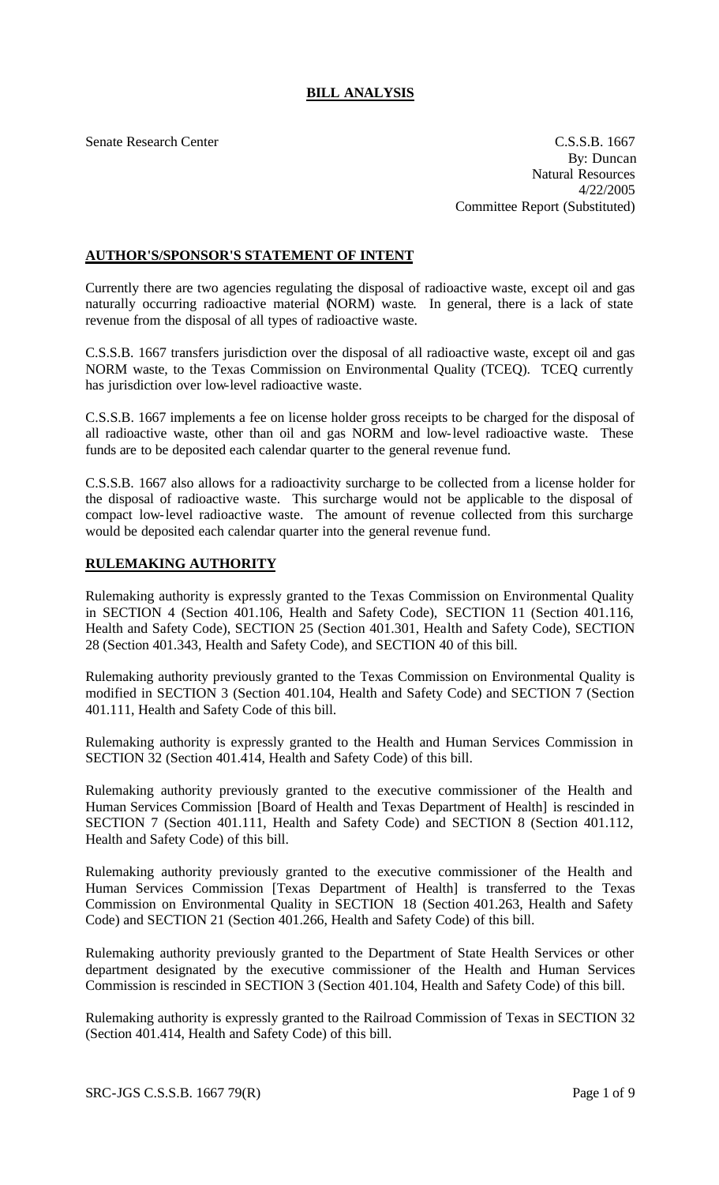# BILL ANALYSIS

Senate Research Center

C.S.S.B. 1667
By: Duncan
Natural Resources
4/22/2005
Committee Report (Substituted)

## AUTHOR'S/SPONSOR'S STATEMENT OF INTENT

Currently there are two agencies regulating the disposal of radioactive waste, except oil and gas naturally occurring radioactive material (NORM) waste. In general, there is a lack of state revenue from the disposal of all types of radioactive waste.

C.S.S.B. 1667 transfers jurisdiction over the disposal of all radioactive waste, except oil and gas NORM waste, to the Texas Commission on Environmental Quality (TCEQ). TCEQ currently has jurisdiction over low-level radioactive waste.

C.S.S.B. 1667 implements a fee on license holder gross receipts to be charged for the disposal of all radioactive waste, other than oil and gas NORM and low-level radioactive waste. These funds are to be deposited each calendar quarter to the general revenue fund.

C.S.S.B. 1667 also allows for a radioactivity surcharge to be collected from a license holder for the disposal of radioactive waste. This surcharge would not be applicable to the disposal of compact low-level radioactive waste. The amount of revenue collected from this surcharge would be deposited each calendar quarter into the general revenue fund.

## RULEMAKING AUTHORITY

Rulemaking authority is expressly granted to the Texas Commission on Environmental Quality in SECTION 4 (Section 401.106, Health and Safety Code), SECTION 11 (Section 401.116, Health and Safety Code), SECTION 25 (Section 401.301, Health and Safety Code), SECTION 28 (Section 401.343, Health and Safety Code), and SECTION 40 of this bill.

Rulemaking authority previously granted to the Texas Commission on Environmental Quality is modified in SECTION 3 (Section 401.104, Health and Safety Code) and SECTION 7 (Section 401.111, Health and Safety Code of this bill.

Rulemaking authority is expressly granted to the Health and Human Services Commission in SECTION 32 (Section 401.414, Health and Safety Code) of this bill.

Rulemaking authority previously granted to the executive commissioner of the Health and Human Services Commission [Board of Health and Texas Department of Health] is rescinded in SECTION 7 (Section 401.111, Health and Safety Code) and SECTION 8 (Section 401.112, Health and Safety Code) of this bill.

Rulemaking authority previously granted to the executive commissioner of the Health and Human Services Commission [Texas Department of Health] is transferred to the Texas Commission on Environmental Quality in SECTION 18 (Section 401.263, Health and Safety Code) and SECTION 21 (Section 401.266, Health and Safety Code) of this bill.

Rulemaking authority previously granted to the Department of State Health Services or other department designated by the executive commissioner of the Health and Human Services Commission is rescinded in SECTION 3 (Section 401.104, Health and Safety Code) of this bill.

Rulemaking authority is expressly granted to the Railroad Commission of Texas in SECTION 32 (Section 401.414, Health and Safety Code) of this bill.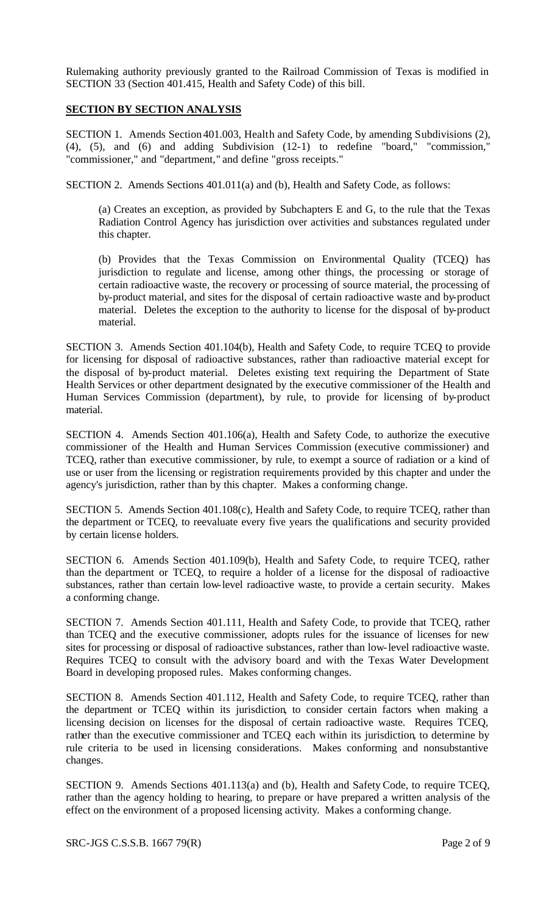Rulemaking authority previously granted to the Railroad Commission of Texas is modified in SECTION 33 (Section 401.415, Health and Safety Code) of this bill.

**SECTION BY SECTION ANALYSIS**

SECTION 1. Amends Section 401.003, Health and Safety Code, by amending Subdivisions (2), (4), (5), and (6) and adding Subdivision (12-1) to redefine "board," "commission," "commissioner," and "department," and define "gross receipts."

SECTION 2. Amends Sections 401.011(a) and (b), Health and Safety Code, as follows:

(a) Creates an exception, as provided by Subchapters E and G, to the rule that the Texas Radiation Control Agency has jurisdiction over activities and substances regulated under this chapter.

(b) Provides that the Texas Commission on Environmental Quality (TCEQ) has jurisdiction to regulate and license, among other things, the processing or storage of certain radioactive waste, the recovery or processing of source material, the processing of by-product material, and sites for the disposal of certain radioactive waste and by-product material. Deletes the exception to the authority to license for the disposal of by-product material.

SECTION 3. Amends Section 401.104(b), Health and Safety Code, to require TCEQ to provide for licensing for disposal of radioactive substances, rather than radioactive material except for the disposal of by-product material. Deletes existing text requiring the Department of State Health Services or other department designated by the executive commissioner of the Health and Human Services Commission (department), by rule, to provide for licensing of by-product material.

SECTION 4. Amends Section 401.106(a), Health and Safety Code, to authorize the executive commissioner of the Health and Human Services Commission (executive commissioner) and TCEQ, rather than executive commissioner, by rule, to exempt a source of radiation or a kind of use or user from the licensing or registration requirements provided by this chapter and under the agency's jurisdiction, rather than by this chapter. Makes a conforming change.

SECTION 5. Amends Section 401.108(c), Health and Safety Code, to require TCEQ, rather than the department or TCEQ, to reevaluate every five years the qualifications and security provided by certain license holders.

SECTION 6. Amends Section 401.109(b), Health and Safety Code, to require TCEQ, rather than the department or TCEQ, to require a holder of a license for the disposal of radioactive substances, rather than certain low-level radioactive waste, to provide a certain security. Makes a conforming change.

SECTION 7. Amends Section 401.111, Health and Safety Code, to provide that TCEQ, rather than TCEQ and the executive commissioner, adopts rules for the issuance of licenses for new sites for processing or disposal of radioactive substances, rather than low-level radioactive waste. Requires TCEQ to consult with the advisory board and with the Texas Water Development Board in developing proposed rules. Makes conforming changes.

SECTION 8. Amends Section 401.112, Health and Safety Code, to require TCEQ, rather than the department or TCEQ within its jurisdiction, to consider certain factors when making a licensing decision on licenses for the disposal of certain radioactive waste. Requires TCEQ, rather than the executive commissioner and TCEQ each within its jurisdiction, to determine by rule criteria to be used in licensing considerations. Makes conforming and nonsubstantive changes.

SECTION 9. Amends Sections 401.113(a) and (b), Health and Safety Code, to require TCEQ, rather than the agency holding to hearing, to prepare or have prepared a written analysis of the effect on the environment of a proposed licensing activity. Makes a conforming change.

SRC-JGS C.S.S.B. 1667 79(R)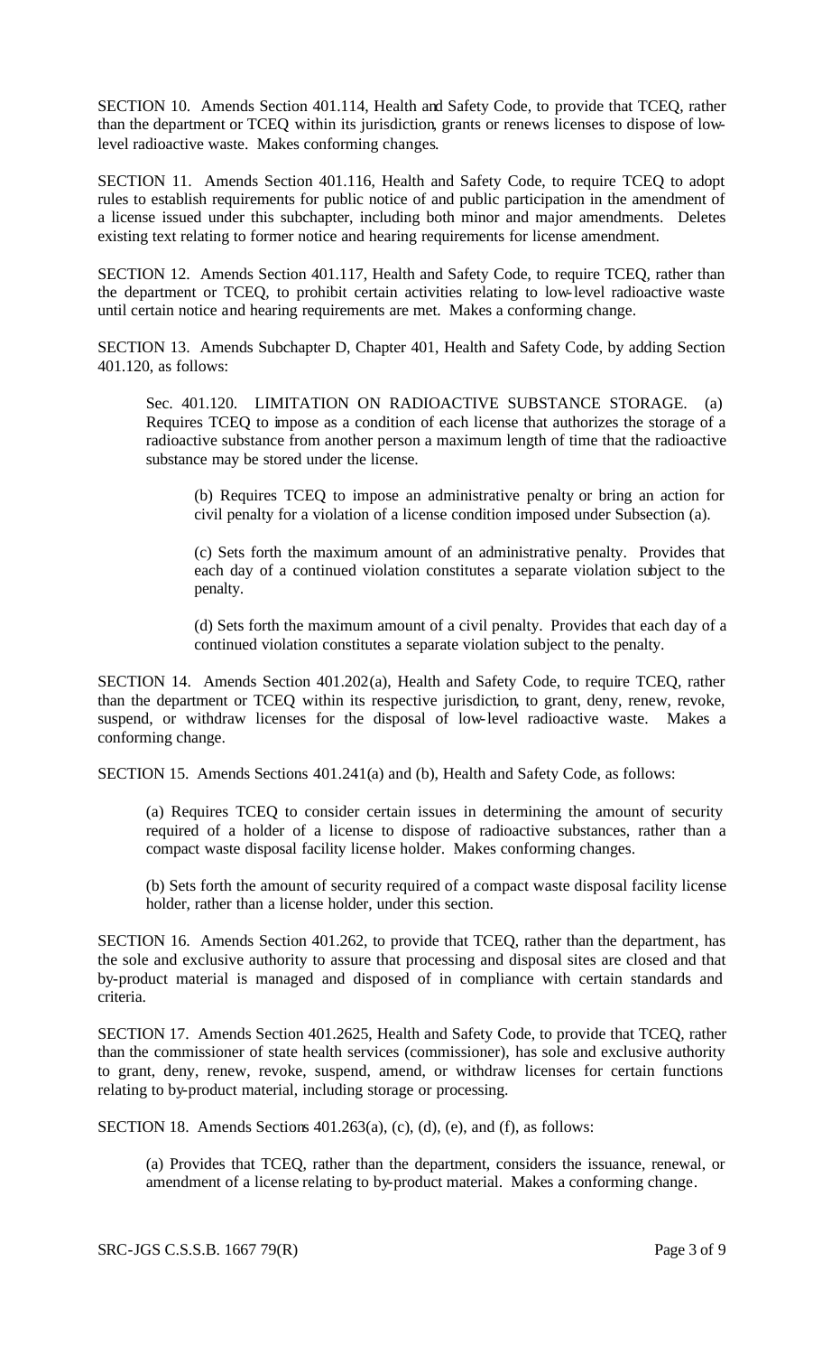SECTION 10. Amends Section 401.114, Health and Safety Code, to provide that TCEQ, rather than the department or TCEQ within its jurisdiction, grants or renews licenses to dispose of low-level radioactive waste. Makes conforming changes.

SECTION 11. Amends Section 401.116, Health and Safety Code, to require TCEQ to adopt rules to establish requirements for public notice of and public participation in the amendment of a license issued under this subchapter, including both minor and major amendments. Deletes existing text relating to former notice and hearing requirements for license amendment.

SECTION 12. Amends Section 401.117, Health and Safety Code, to require TCEQ, rather than the department or TCEQ, to prohibit certain activities relating to low-level radioactive waste until certain notice and hearing requirements are met. Makes a conforming change.

SECTION 13. Amends Subchapter D, Chapter 401, Health and Safety Code, by adding Section 401.120, as follows:

> Sec. 401.120. LIMITATION ON RADIOACTIVE SUBSTANCE STORAGE. (a) Requires TCEQ to impose as a condition of each license that authorizes the storage of a radioactive substance from another person a maximum length of time that the radioactive substance may be stored under the license.
>
> (b) Requires TCEQ to impose an administrative penalty or bring an action for civil penalty for a violation of a license condition imposed under Subsection (a).
>
> (c) Sets forth the maximum amount of an administrative penalty. Provides that each day of a continued violation constitutes a separate violation subject to the penalty.
>
> (d) Sets forth the maximum amount of a civil penalty. Provides that each day of a continued violation constitutes a separate violation subject to the penalty.

SECTION 14. Amends Section 401.202(a), Health and Safety Code, to require TCEQ, rather than the department or TCEQ within its respective jurisdiction, to grant, deny, renew, revoke, suspend, or withdraw licenses for the disposal of low-level radioactive waste. Makes a conforming change.

SECTION 15. Amends Sections 401.241(a) and (b), Health and Safety Code, as follows:

> (a) Requires TCEQ to consider certain issues in determining the amount of security required of a holder of a license to dispose of radioactive substances, rather than a compact waste disposal facility license holder. Makes conforming changes.
>
> (b) Sets forth the amount of security required of a compact waste disposal facility license holder, rather than a license holder, under this section.

SECTION 16. Amends Section 401.262, to provide that TCEQ, rather than the department, has the sole and exclusive authority to assure that processing and disposal sites are closed and that by-product material is managed and disposed of in compliance with certain standards and criteria.

SECTION 17. Amends Section 401.2625, Health and Safety Code, to provide that TCEQ, rather than the commissioner of state health services (commissioner), has sole and exclusive authority to grant, deny, renew, revoke, suspend, amend, or withdraw licenses for certain functions relating to by-product material, including storage or processing.

SECTION 18. Amends Sections 401.263(a), (c), (d), (e), and (f), as follows:

> (a) Provides that TCEQ, rather than the department, considers the issuance, renewal, or amendment of a license relating to by-product material. Makes a conforming change.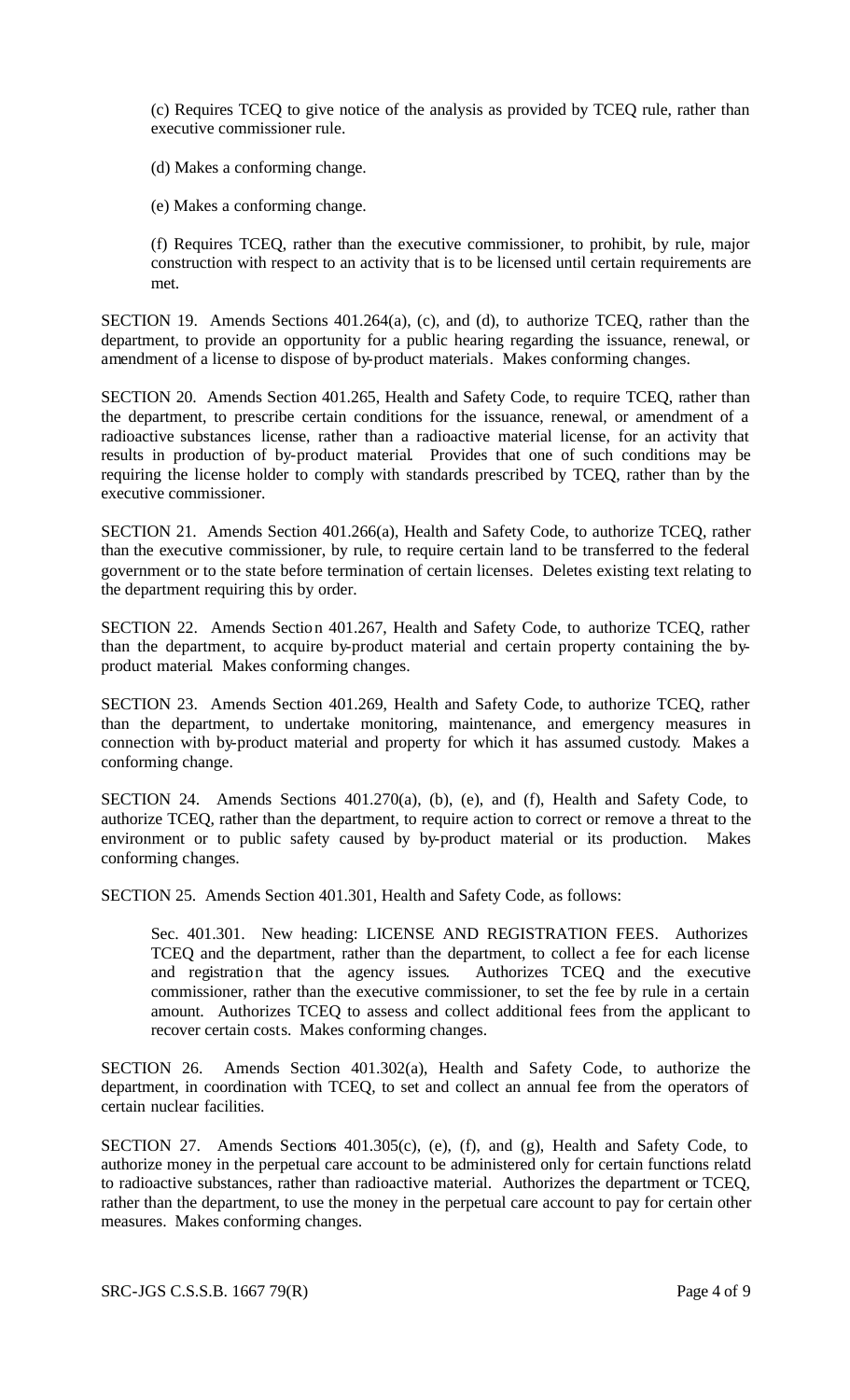(c) Requires TCEQ to give notice of the analysis as provided by TCEQ rule, rather than executive commissioner rule.

(d) Makes a conforming change.

(e) Makes a conforming change.

(f) Requires TCEQ, rather than the executive commissioner, to prohibit, by rule, major construction with respect to an activity that is to be licensed until certain requirements are met.

SECTION 19. Amends Sections 401.264(a), (c), and (d), to authorize TCEQ, rather than the department, to provide an opportunity for a public hearing regarding the issuance, renewal, or amendment of a license to dispose of by-product materials. Makes conforming changes.

SECTION 20. Amends Section 401.265, Health and Safety Code, to require TCEQ, rather than the department, to prescribe certain conditions for the issuance, renewal, or amendment of a radioactive substances license, rather than a radioactive material license, for an activity that results in production of by-product material. Provides that one of such conditions may be requiring the license holder to comply with standards prescribed by TCEQ, rather than by the executive commissioner.

SECTION 21. Amends Section 401.266(a), Health and Safety Code, to authorize TCEQ, rather than the executive commissioner, by rule, to require certain land to be transferred to the federal government or to the state before termination of certain licenses. Deletes existing text relating to the department requiring this by order.

SECTION 22. Amends Section 401.267, Health and Safety Code, to authorize TCEQ, rather than the department, to acquire by-product material and certain property containing the by-product material. Makes conforming changes.

SECTION 23. Amends Section 401.269, Health and Safety Code, to authorize TCEQ, rather than the department, to undertake monitoring, maintenance, and emergency measures in connection with by-product material and property for which it has assumed custody. Makes a conforming change.

SECTION 24. Amends Sections 401.270(a), (b), (e), and (f), Health and Safety Code, to authorize TCEQ, rather than the department, to require action to correct or remove a threat to the environment or to public safety caused by by-product material or its production. Makes conforming changes.

SECTION 25. Amends Section 401.301, Health and Safety Code, as follows:

Sec. 401.301. New heading: LICENSE AND REGISTRATION FEES. Authorizes TCEQ and the department, rather than the department, to collect a fee for each license and registration that the agency issues. Authorizes TCEQ and the executive commissioner, rather than the executive commissioner, to set the fee by rule in a certain amount. Authorizes TCEQ to assess and collect additional fees from the applicant to recover certain costs. Makes conforming changes.

SECTION 26. Amends Section 401.302(a), Health and Safety Code, to authorize the department, in coordination with TCEQ, to set and collect an annual fee from the operators of certain nuclear facilities.

SECTION 27. Amends Sections 401.305(c), (e), (f), and (g), Health and Safety Code, to authorize money in the perpetual care account to be administered only for certain functions relatd to radioactive substances, rather than radioactive material. Authorizes the department or TCEQ, rather than the department, to use the money in the perpetual care account to pay for certain other measures. Makes conforming changes.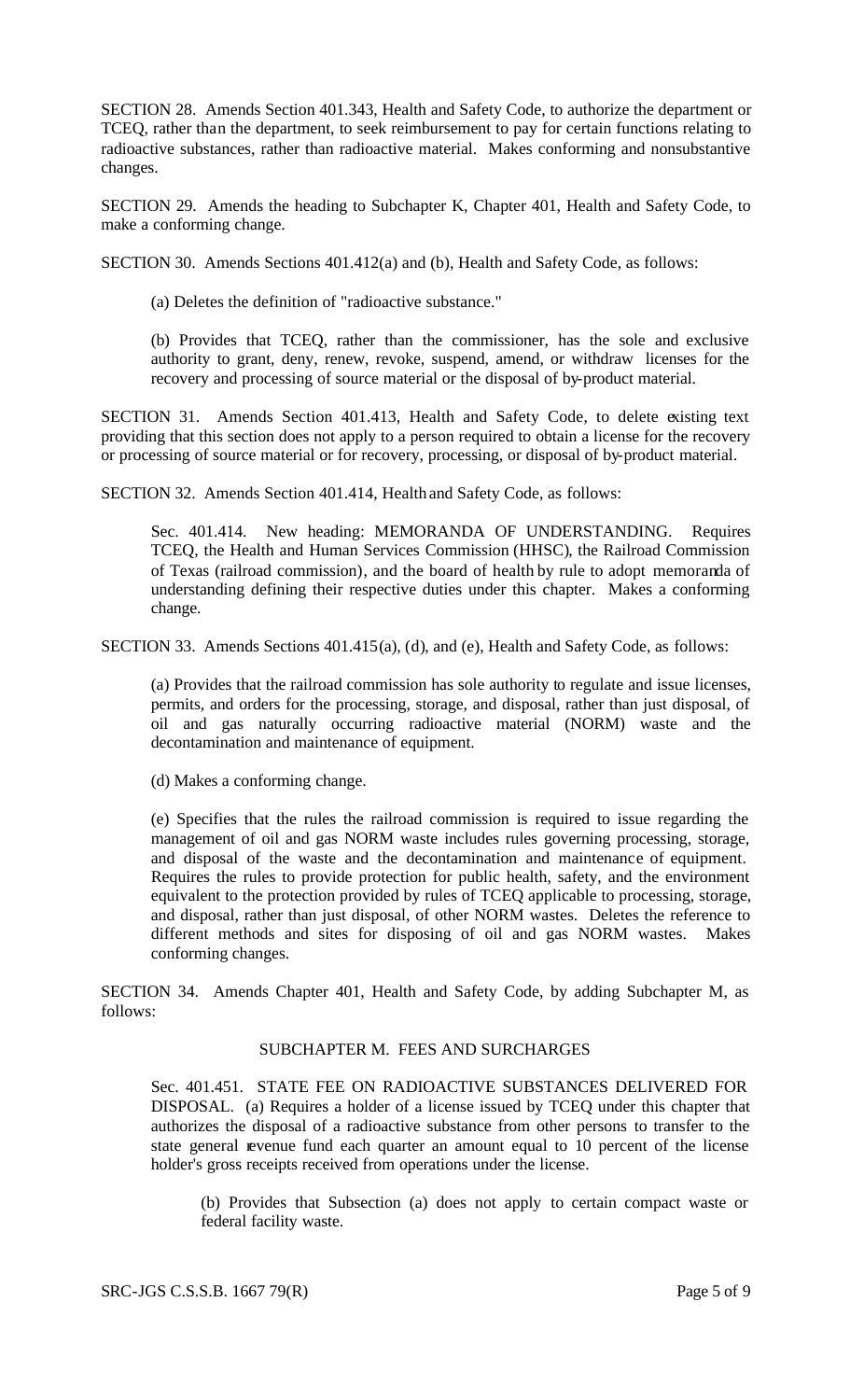SECTION 28. Amends Section 401.343, Health and Safety Code, to authorize the department or TCEQ, rather than the department, to seek reimbursement to pay for certain functions relating to radioactive substances, rather than radioactive material. Makes conforming and nonsubstantive changes.

SECTION 29. Amends the heading to Subchapter K, Chapter 401, Health and Safety Code, to make a conforming change.

SECTION 30. Amends Sections 401.412(a) and (b), Health and Safety Code, as follows:

(a) Deletes the definition of "radioactive substance."

(b) Provides that TCEQ, rather than the commissioner, has the sole and exclusive authority to grant, deny, renew, revoke, suspend, amend, or withdraw licenses for the recovery and processing of source material or the disposal of by-product material.

SECTION 31. Amends Section 401.413, Health and Safety Code, to delete existing text providing that this section does not apply to a person required to obtain a license for the recovery or processing of source material or for recovery, processing, or disposal of by-product material.

SECTION 32. Amends Section 401.414, Health and Safety Code, as follows:

Sec. 401.414. New heading: MEMORANDA OF UNDERSTANDING. Requires TCEQ, the Health and Human Services Commission (HHSC), the Railroad Commission of Texas (railroad commission), and the board of health by rule to adopt memoranda of understanding defining their respective duties under this chapter. Makes a conforming change.

SECTION 33. Amends Sections 401.415(a), (d), and (e), Health and Safety Code, as follows:

(a) Provides that the railroad commission has sole authority to regulate and issue licenses, permits, and orders for the processing, storage, and disposal, rather than just disposal, of oil and gas naturally occurring radioactive material (NORM) waste and the decontamination and maintenance of equipment.

(d) Makes a conforming change.

(e) Specifies that the rules the railroad commission is required to issue regarding the management of oil and gas NORM waste includes rules governing processing, storage, and disposal of the waste and the decontamination and maintenance of equipment. Requires the rules to provide protection for public health, safety, and the environment equivalent to the protection provided by rules of TCEQ applicable to processing, storage, and disposal, rather than just disposal, of other NORM wastes. Deletes the reference to different methods and sites for disposing of oil and gas NORM wastes. Makes conforming changes.

SECTION 34. Amends Chapter 401, Health and Safety Code, by adding Subchapter M, as follows:

SUBCHAPTER M. FEES AND SURCHARGES

Sec. 401.451. STATE FEE ON RADIOACTIVE SUBSTANCES DELIVERED FOR DISPOSAL. (a) Requires a holder of a license issued by TCEQ under this chapter that authorizes the disposal of a radioactive substance from other persons to transfer to the state general revenue fund each quarter an amount equal to 10 percent of the license holder's gross receipts received from operations under the license.

(b) Provides that Subsection (a) does not apply to certain compact waste or federal facility waste.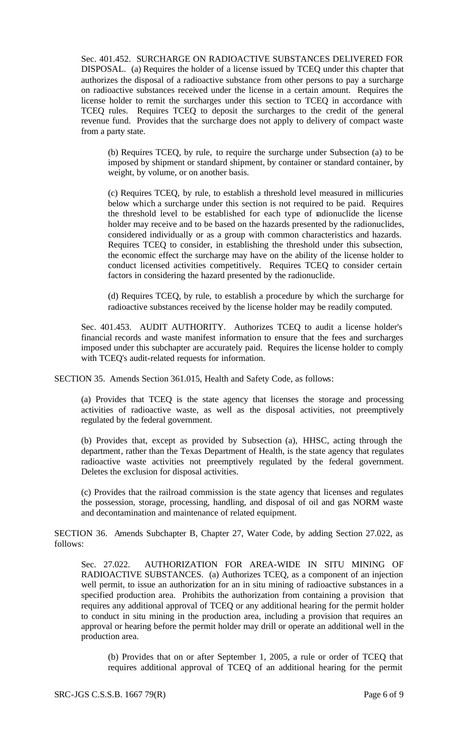Sec. 401.452. SURCHARGE ON RADIOACTIVE SUBSTANCES DELIVERED FOR DISPOSAL. (a) Requires the holder of a license issued by TCEQ under this chapter that authorizes the disposal of a radioactive substance from other persons to pay a surcharge on radioactive substances received under the license in a certain amount. Requires the license holder to remit the surcharges under this section to TCEQ in accordance with TCEQ rules. Requires TCEQ to deposit the surcharges to the credit of the general revenue fund. Provides that the surcharge does not apply to delivery of compact waste from a party state.

(b) Requires TCEQ, by rule, to require the surcharge under Subsection (a) to be imposed by shipment or standard shipment, by container or standard container, by weight, by volume, or on another basis.

(c) Requires TCEQ, by rule, to establish a threshold level measured in millicuries below which a surcharge under this section is not required to be paid. Requires the threshold level to be established for each type of radionuclide the license holder may receive and to be based on the hazards presented by the radionuclides, considered individually or as a group with common characteristics and hazards. Requires TCEQ to consider, in establishing the threshold under this subsection, the economic effect the surcharge may have on the ability of the license holder to conduct licensed activities competitively. Requires TCEQ to consider certain factors in considering the hazard presented by the radionuclide.

(d) Requires TCEQ, by rule, to establish a procedure by which the surcharge for radioactive substances received by the license holder may be readily computed.

Sec. 401.453. AUDIT AUTHORITY. Authorizes TCEQ to audit a license holder's financial records and waste manifest information to ensure that the fees and surcharges imposed under this subchapter are accurately paid. Requires the license holder to comply with TCEQ's audit-related requests for information.

SECTION 35. Amends Section 361.015, Health and Safety Code, as follows:

(a) Provides that TCEQ is the state agency that licenses the storage and processing activities of radioactive waste, as well as the disposal activities, not preemptively regulated by the federal government.

(b) Provides that, except as provided by Subsection (a), HHSC, acting through the department, rather than the Texas Department of Health, is the state agency that regulates radioactive waste activities not preemptively regulated by the federal government. Deletes the exclusion for disposal activities.

(c) Provides that the railroad commission is the state agency that licenses and regulates the possession, storage, processing, handling, and disposal of oil and gas NORM waste and decontamination and maintenance of related equipment.

SECTION 36. Amends Subchapter B, Chapter 27, Water Code, by adding Section 27.022, as follows:

Sec. 27.022. AUTHORIZATION FOR AREA-WIDE IN SITU MINING OF RADIOACTIVE SUBSTANCES. (a) Authorizes TCEQ, as a component of an injection well permit, to issue an authorization for an in situ mining of radioactive substances in a specified production area. Prohibits the authorization from containing a provision that requires any additional approval of TCEQ or any additional hearing for the permit holder to conduct in situ mining in the production area, including a provision that requires an approval or hearing before the permit holder may drill or operate an additional well in the production area.

(b) Provides that on or after September 1, 2005, a rule or order of TCEQ that requires additional approval of TCEQ of an additional hearing for the permit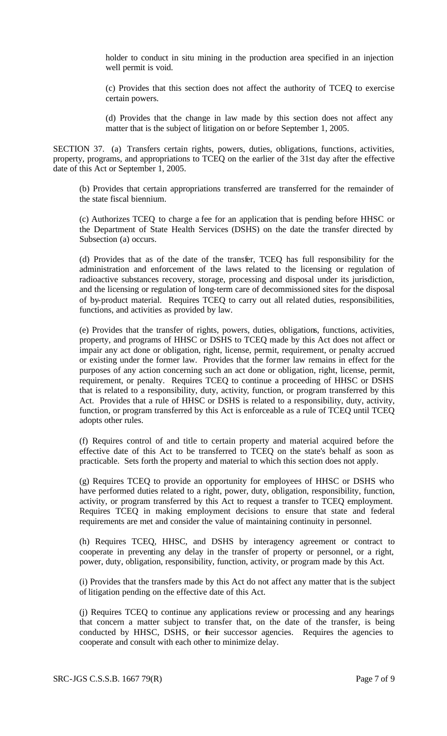holder to conduct in situ mining in the production area specified in an injection well permit is void.

(c) Provides that this section does not affect the authority of TCEQ to exercise certain powers.

(d) Provides that the change in law made by this section does not affect any matter that is the subject of litigation on or before September 1, 2005.

SECTION 37. (a) Transfers certain rights, powers, duties, obligations, functions, activities, property, programs, and appropriations to TCEQ on the earlier of the 31st day after the effective date of this Act or September 1, 2005.

(b) Provides that certain appropriations transferred are transferred for the remainder of the state fiscal biennium.

(c) Authorizes TCEQ to charge a fee for an application that is pending before HHSC or the Department of State Health Services (DSHS) on the date the transfer directed by Subsection (a) occurs.

(d) Provides that as of the date of the transfer, TCEQ has full responsibility for the administration and enforcement of the laws related to the licensing or regulation of radioactive substances recovery, storage, processing and disposal under its jurisdiction, and the licensing or regulation of long-term care of decommissioned sites for the disposal of by-product material. Requires TCEQ to carry out all related duties, responsibilities, functions, and activities as provided by law.

(e) Provides that the transfer of rights, powers, duties, obligations, functions, activities, property, and programs of HHSC or DSHS to TCEQ made by this Act does not affect or impair any act done or obligation, right, license, permit, requirement, or penalty accrued or existing under the former law. Provides that the former law remains in effect for the purposes of any action concerning such an act done or obligation, right, license, permit, requirement, or penalty. Requires TCEQ to continue a proceeding of HHSC or DSHS that is related to a responsibility, duty, activity, function, or program transferred by this Act. Provides that a rule of HHSC or DSHS is related to a responsibility, duty, activity, function, or program transferred by this Act is enforceable as a rule of TCEQ until TCEQ adopts other rules.

(f) Requires control of and title to certain property and material acquired before the effective date of this Act to be transferred to TCEQ on the state's behalf as soon as practicable. Sets forth the property and material to which this section does not apply.

(g) Requires TCEQ to provide an opportunity for employees of HHSC or DSHS who have performed duties related to a right, power, duty, obligation, responsibility, function, activity, or program transferred by this Act to request a transfer to TCEQ employment. Requires TCEQ in making employment decisions to ensure that state and federal requirements are met and consider the value of maintaining continuity in personnel.

(h) Requires TCEQ, HHSC, and DSHS by interagency agreement or contract to cooperate in preventing any delay in the transfer of property or personnel, or a right, power, duty, obligation, responsibility, function, activity, or program made by this Act.

(i) Provides that the transfers made by this Act do not affect any matter that is the subject of litigation pending on the effective date of this Act.

(j) Requires TCEQ to continue any applications review or processing and any hearings that concern a matter subject to transfer that, on the date of the transfer, is being conducted by HHSC, DSHS, or their successor agencies. Requires the agencies to cooperate and consult with each other to minimize delay.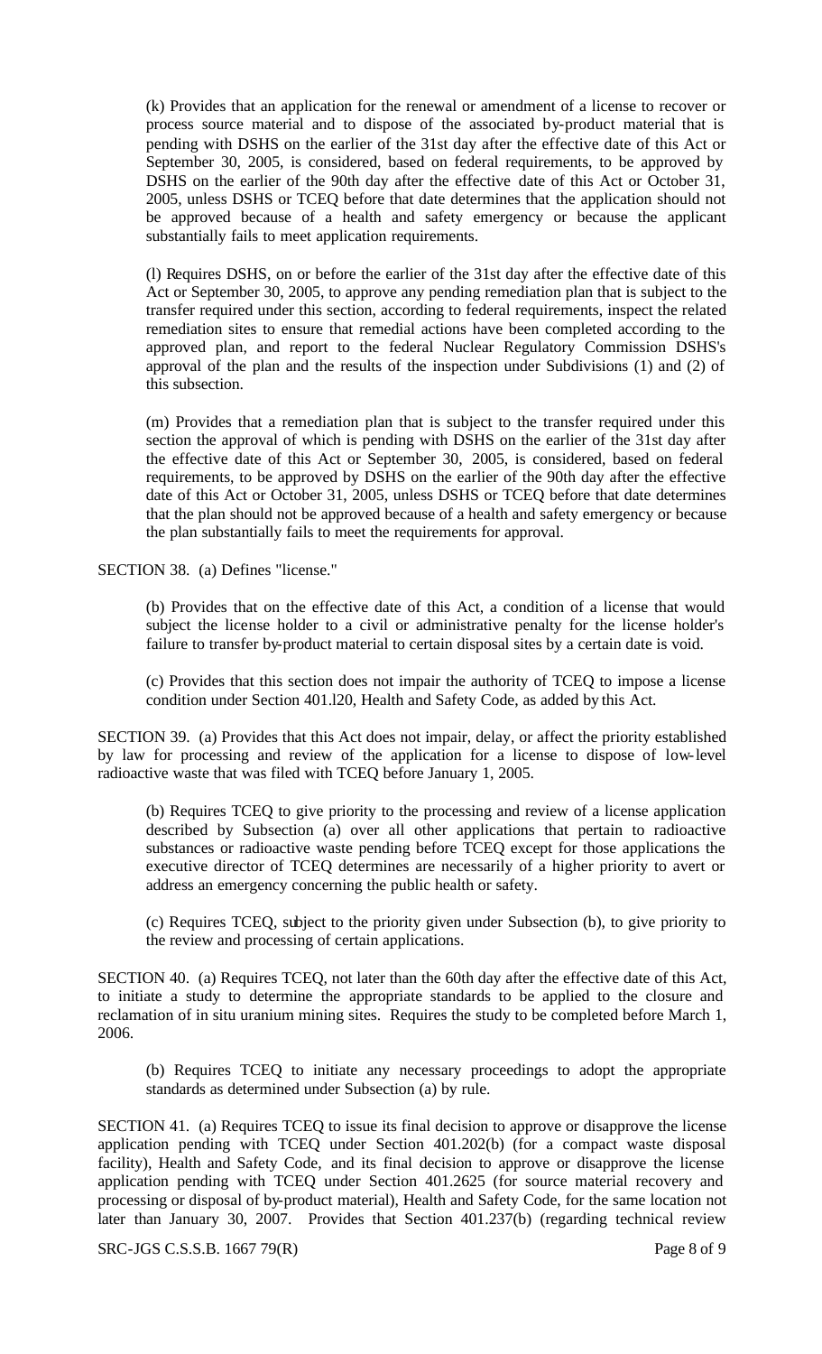(k) Provides that an application for the renewal or amendment of a license to recover or process source material and to dispose of the associated by-product material that is pending with DSHS on the earlier of the 31st day after the effective date of this Act or September 30, 2005, is considered, based on federal requirements, to be approved by DSHS on the earlier of the 90th day after the effective date of this Act or October 31, 2005, unless DSHS or TCEQ before that date determines that the application should not be approved because of a health and safety emergency or because the applicant substantially fails to meet application requirements.

(l) Requires DSHS, on or before the earlier of the 31st day after the effective date of this Act or September 30, 2005, to approve any pending remediation plan that is subject to the transfer required under this section, according to federal requirements, inspect the related remediation sites to ensure that remedial actions have been completed according to the approved plan, and report to the federal Nuclear Regulatory Commission DSHS's approval of the plan and the results of the inspection under Subdivisions (1) and (2) of this subsection.

(m) Provides that a remediation plan that is subject to the transfer required under this section the approval of which is pending with DSHS on the earlier of the 31st day after the effective date of this Act or September 30, 2005, is considered, based on federal requirements, to be approved by DSHS on the earlier of the 90th day after the effective date of this Act or October 31, 2005, unless DSHS or TCEQ before that date determines that the plan should not be approved because of a health and safety emergency or because the plan substantially fails to meet the requirements for approval.

SECTION 38. (a) Defines "license."

(b) Provides that on the effective date of this Act, a condition of a license that would subject the license holder to a civil or administrative penalty for the license holder's failure to transfer by-product material to certain disposal sites by a certain date is void.

(c) Provides that this section does not impair the authority of TCEQ to impose a license condition under Section 401.120, Health and Safety Code, as added by this Act.

SECTION 39. (a) Provides that this Act does not impair, delay, or affect the priority established by law for processing and review of the application for a license to dispose of low-level radioactive waste that was filed with TCEQ before January 1, 2005.

(b) Requires TCEQ to give priority to the processing and review of a license application described by Subsection (a) over all other applications that pertain to radioactive substances or radioactive waste pending before TCEQ except for those applications the executive director of TCEQ determines are necessarily of a higher priority to avert or address an emergency concerning the public health or safety.

(c) Requires TCEQ, subject to the priority given under Subsection (b), to give priority to the review and processing of certain applications.

SECTION 40. (a) Requires TCEQ, not later than the 60th day after the effective date of this Act, to initiate a study to determine the appropriate standards to be applied to the closure and reclamation of in situ uranium mining sites. Requires the study to be completed before March 1, 2006.

(b) Requires TCEQ to initiate any necessary proceedings to adopt the appropriate standards as determined under Subsection (a) by rule.

SECTION 41. (a) Requires TCEQ to issue its final decision to approve or disapprove the license application pending with TCEQ under Section 401.202(b) (for a compact waste disposal facility), Health and Safety Code, and its final decision to approve or disapprove the license application pending with TCEQ under Section 401.2625 (for source material recovery and processing or disposal of by-product material), Health and Safety Code, for the same location not later than January 30, 2007. Provides that Section 401.237(b) (regarding technical review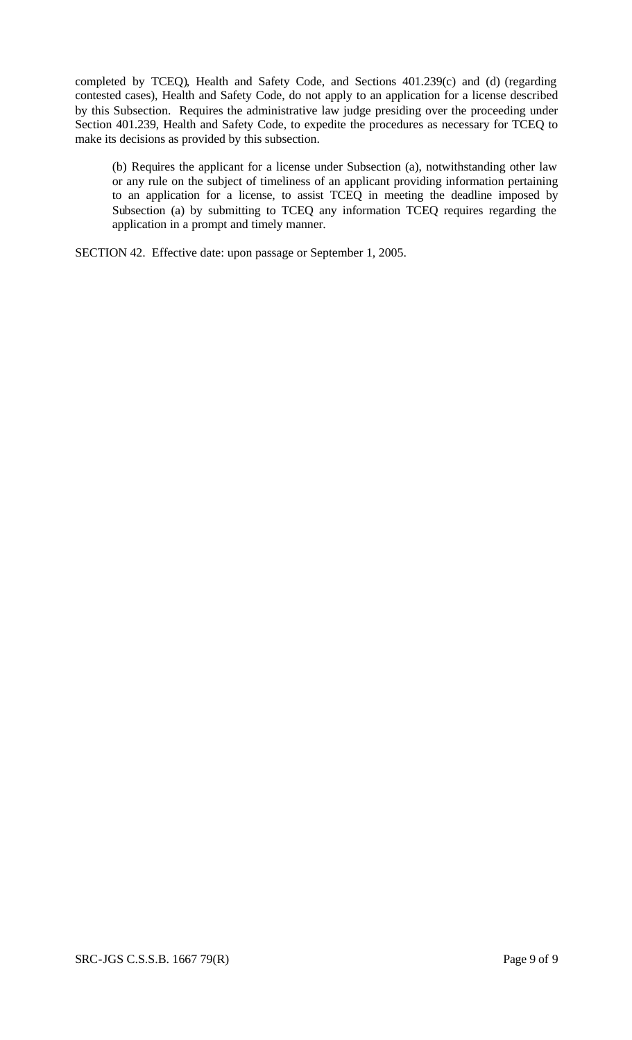completed by TCEQ), Health and Safety Code, and Sections 401.239(c) and (d) (regarding contested cases), Health and Safety Code, do not apply to an application for a license described by this Subsection. Requires the administrative law judge presiding over the proceeding under Section 401.239, Health and Safety Code, to expedite the procedures as necessary for TCEQ to make its decisions as provided by this subsection.

(b) Requires the applicant for a license under Subsection (a), notwithstanding other law or any rule on the subject of timeliness of an applicant providing information pertaining to an application for a license, to assist TCEQ in meeting the deadline imposed by Subsection (a) by submitting to TCEQ any information TCEQ requires regarding the application in a prompt and timely manner.

SECTION 42. Effective date: upon passage or September 1, 2005.